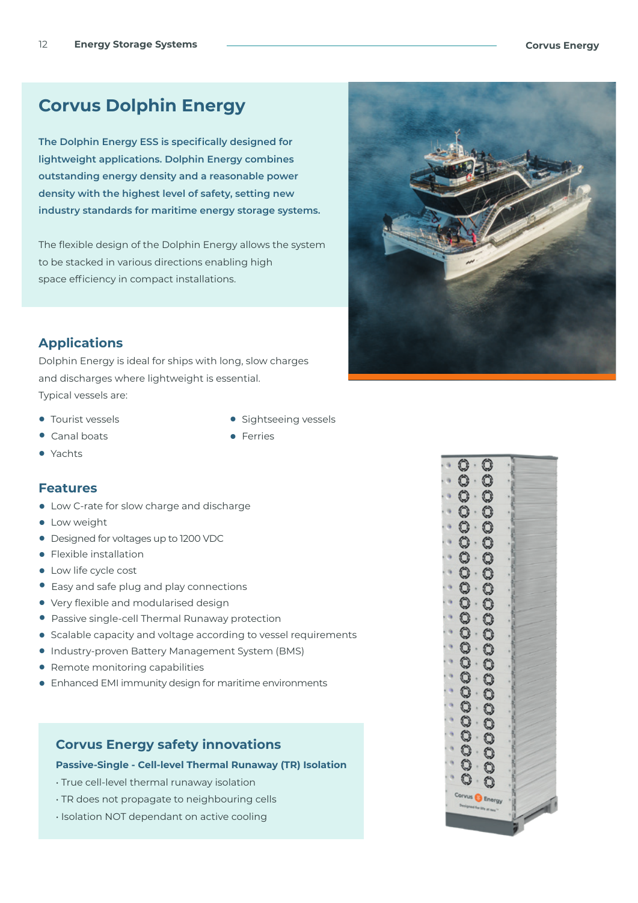# Corvus Dolphin Energy

**The Dolphin Energy ESS is specifically designed for lightweight applications. Dolphin Energy combines outstanding energy density and a reasonable power density with the highest level of safety, setting new industry standards for maritime energy storage systems.**

The flexible design of the Dolphin Energy allows the system to be stacked in various directions enabling high space efficiency in compact installations.

## Applications

Dolphin Energy is ideal for ships with long, slow charges and discharges where lightweight is essential.
Typical vessels are:

- Tourist vessels
- Canal boats
- Yachts
- Sightseeing vessels
- Ferries

## Features

- Low C-rate for slow charge and discharge
- Low weight
- Designed for voltages up to 1200 VDC
- Flexible installation
- Low life cycle cost
- Easy and safe plug and play connections
- Very flexible and modularised design
- Passive single-cell Thermal Runaway protection
- Scalable capacity and voltage according to vessel requirements
- Industry-proven Battery Management System (BMS)
- Remote monitoring capabilities
- Enhanced EMI immunity design for maritime environments

## Corvus Energy safety innovations

**Passive-Single - Cell-level Thermal Runaway (TR) Isolation**

- True cell-level thermal runaway isolation
- TR does not propagate to neighbouring cells
- Isolation NOT dependant on active cooling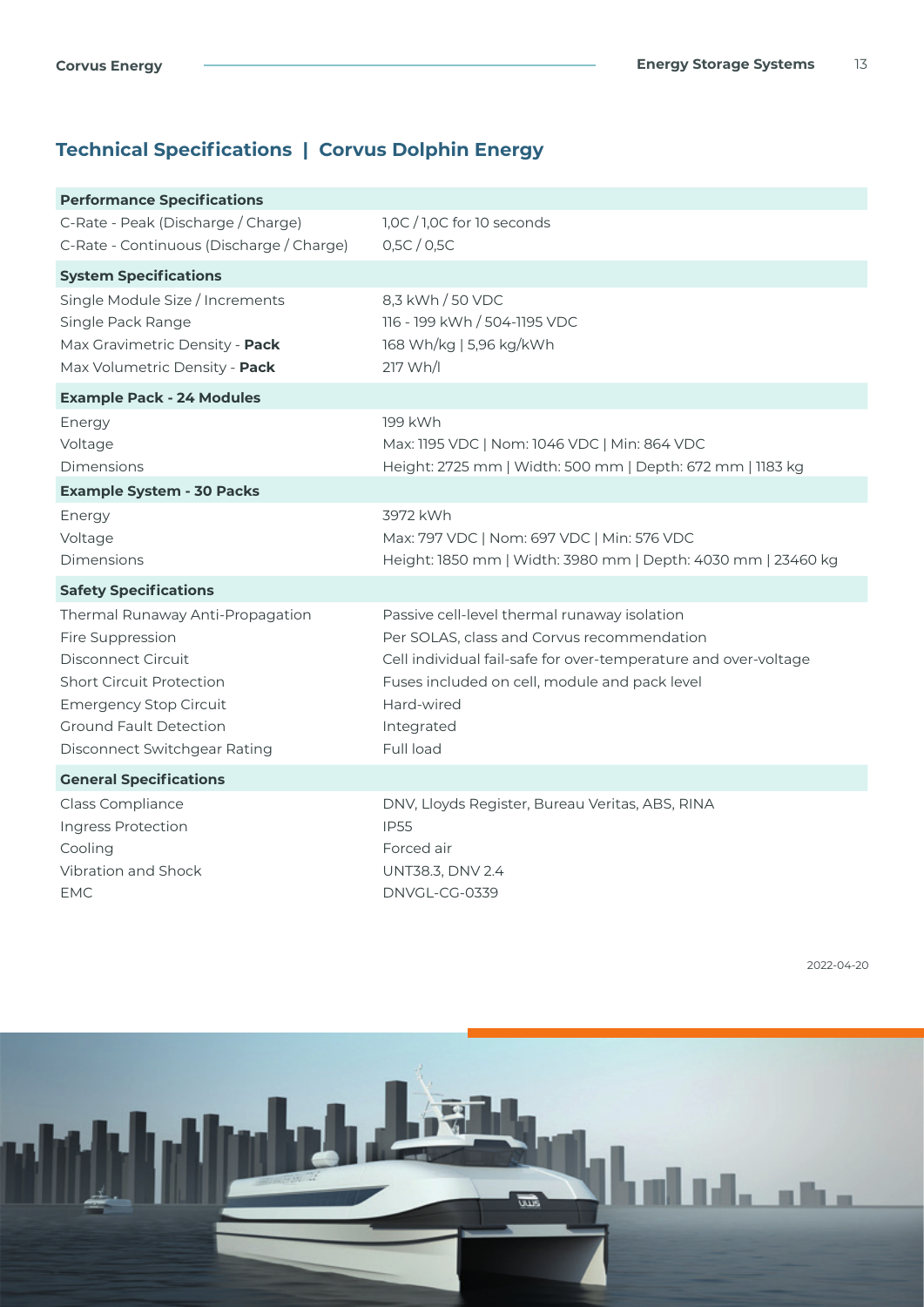## Technical Specifications | Corvus Dolphin Energy

| | |
|---|---|
| **Performance Specifications** | |
| C-Rate - Peak (Discharge / Charge) | 1,0C / 1,0C for 10 seconds |
| C-Rate - Continuous (Discharge / Charge) | 0,5C / 0,5C |
| **System Specifications** | |
| Single Module Size / Increments | 8,3 kWh / 50 VDC |
| Single Pack Range | 116 - 199 kWh / 504-1195 VDC |
| Max Gravimetric Density - **Pack** | 168 Wh/kg \| 5,96 kg/kWh |
| Max Volumetric Density - **Pack** | 217 Wh/l |
| **Example Pack - 24 Modules** | |
| Energy | 199 kWh |
| Voltage | Max: 1195 VDC \| Nom: 1046 VDC \| Min: 864 VDC |
| Dimensions | Height: 2725 mm \| Width: 500 mm \| Depth: 672 mm \| 1183 kg |
| **Example System - 30 Packs** | |
| Energy | 3972 kWh |
| Voltage | Max: 797 VDC \| Nom: 697 VDC \| Min: 576 VDC |
| Dimensions | Height: 1850 mm \| Width: 3980 mm \| Depth: 4030 mm \| 23460 kg |
| **Safety Specifications** | |
| Thermal Runaway Anti-Propagation | Passive cell-level thermal runaway isolation |
| Fire Suppression | Per SOLAS, class and Corvus recommendation |
| Disconnect Circuit | Cell individual fail-safe for over-temperature and over-voltage |
| Short Circuit Protection | Fuses included on cell, module and pack level |
| Emergency Stop Circuit | Hard-wired |
| Ground Fault Detection | Integrated |
| Disconnect Switchgear Rating | Full load |
| **General Specifications** | |
| Class Compliance | DNV, Lloyds Register, Bureau Veritas, ABS, RINA |
| Ingress Protection | IP55 |
| Cooling | Forced air |
| Vibration and Shock | UNT38.3, DNV 2.4 |
| EMC | DNVGL-CG-0339 |

2022-04-20